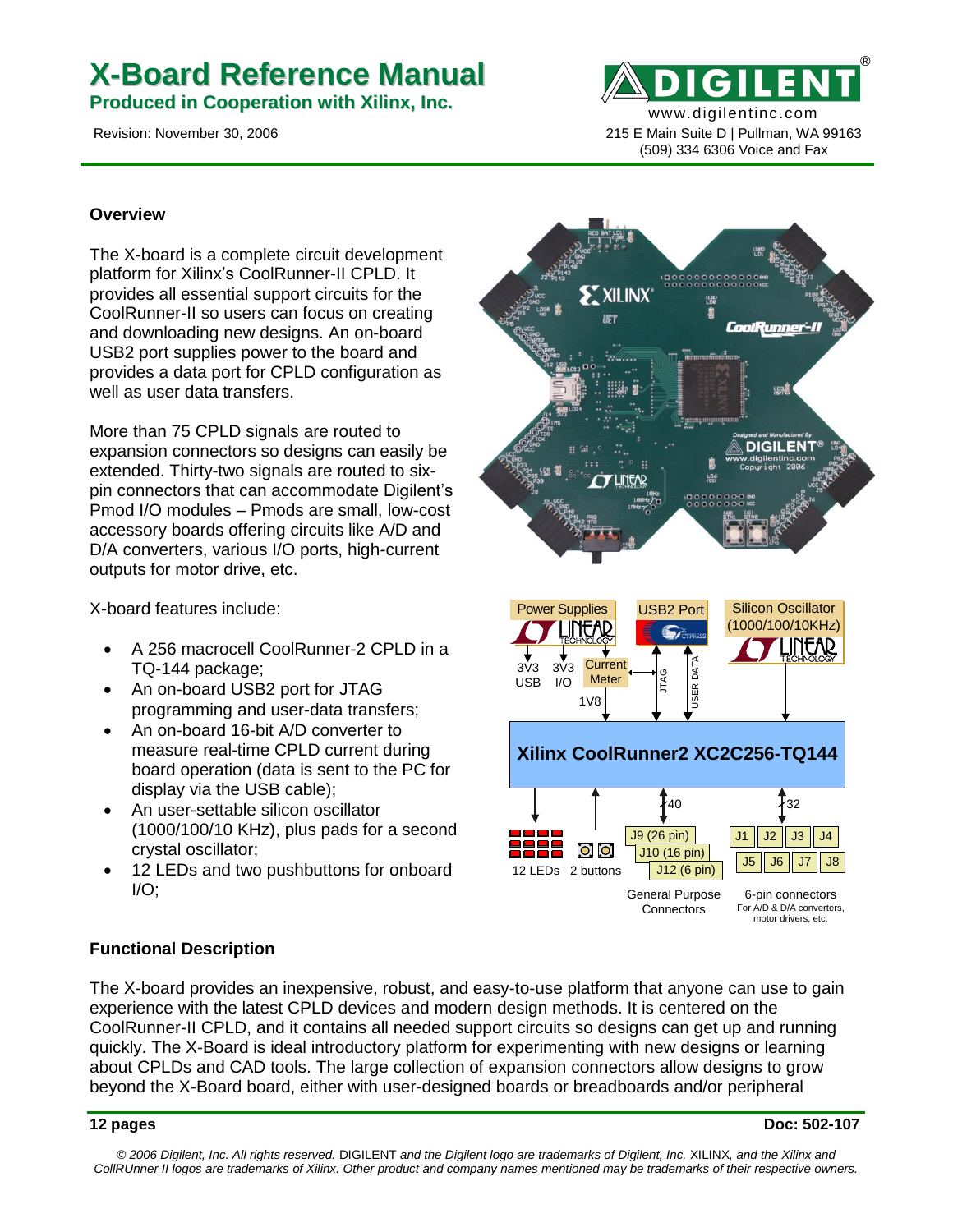# X-Board Reference Manual

**Produced in Cooperation with Xilinx, Inc.**

Revision: November 30, 2006

www.digilentinc.com
215 E Main Suite D | Pullman, WA 99163
(509) 334 6306 Voice and Fax

## Overview

The X-board is a complete circuit development platform for Xilinx's CoolRunner-II CPLD. It provides all essential support circuits for the CoolRunner-II so users can focus on creating and downloading new designs. An on-board USB2 port supplies power to the board and provides a data port for CPLD configuration as well as user data transfers.

More than 75 CPLD signals are routed to expansion connectors so designs can easily be extended. Thirty-two signals are routed to six-pin connectors that can accommodate Digilent's Pmod I/O modules – Pmods are small, low-cost accessory boards offering circuits like A/D and D/A converters, various I/O ports, high-current outputs for motor drive, etc.

X-board features include:

- A 256 macrocell CoolRunner-2 CPLD in a TQ-144 package;
- An on-board USB2 port for JTAG programming and user-data transfers;
- An on-board 16-bit A/D converter to measure real-time CPLD current during board operation (data is sent to the PC for display via the USB cable);
- An user-settable silicon oscillator (1000/100/10 KHz), plus pads for a second crystal oscillator;
- 12 LEDs and two pushbuttons for onboard I/O;

## Functional Description

The X-board provides an inexpensive, robust, and easy-to-use platform that anyone can use to gain experience with the latest CPLD devices and modern design methods. It is centered on the CoolRunner-II CPLD, and it contains all needed support circuits so designs can get up and running quickly. The X-Board is ideal introductory platform for experimenting with new designs or learning about CPLDs and CAD tools. The large collection of expansion connectors allow designs to grow beyond the X-Board board, either with user-designed boards or breadboards and/or peripheral

**12 pages** **Doc: 502-107**

*© 2006 Digilent, Inc. All rights reserved.* DIGILENT *and the Digilent logo are trademarks of Digilent, Inc.* XILINX, *and the Xilinx and CollRUnner II logos are trademarks of Xilinx. Other product and company names mentioned may be trademarks of their respective owners.*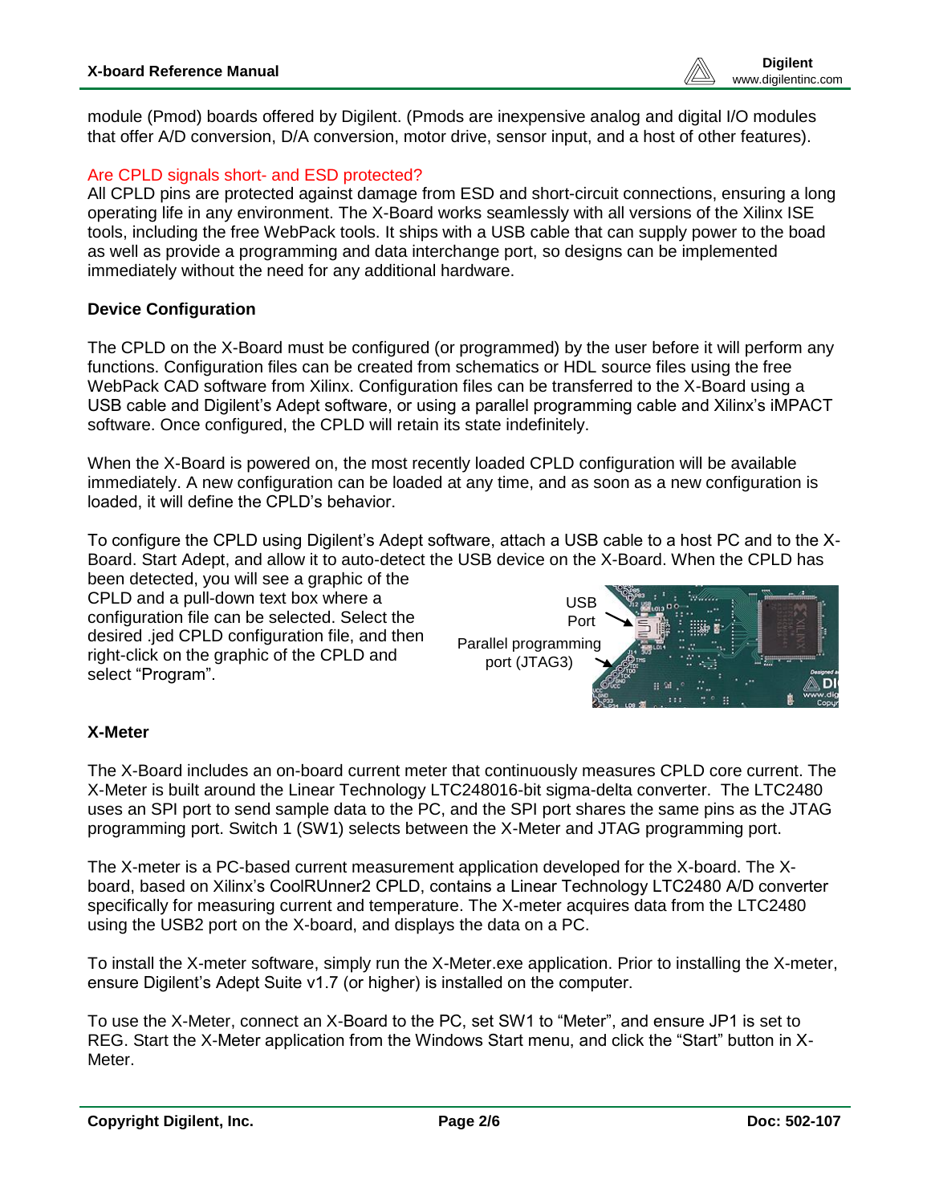module (Pmod) boards offered by Digilent. (Pmods are inexpensive analog and digital I/O modules that offer A/D conversion, D/A conversion, motor drive, sensor input, and a host of other features).

### Are CPLD signals short- and ESD protected?

All CPLD pins are protected against damage from ESD and short-circuit connections, ensuring a long operating life in any environment. The X-Board works seamlessly with all versions of the Xilinx ISE tools, including the free WebPack tools. It ships with a USB cable that can supply power to the boad as well as provide a programming and data interchange port, so designs can be implemented immediately without the need for any additional hardware.

## Device Configuration

The CPLD on the X-Board must be configured (or programmed) by the user before it will perform any functions. Configuration files can be created from schematics or HDL source files using the free WebPack CAD software from Xilinx. Configuration files can be transferred to the X-Board using a USB cable and Digilent's Adept software, or using a parallel programming cable and Xilinx's iMPACT software. Once configured, the CPLD will retain its state indefinitely.

When the X-Board is powered on, the most recently loaded CPLD configuration will be available immediately. A new configuration can be loaded at any time, and as soon as a new configuration is loaded, it will define the CPLD's behavior.

To configure the CPLD using Digilent's Adept software, attach a USB cable to a host PC and to the X-Board. Start Adept, and allow it to auto-detect the USB device on the X-Board. When the CPLD has been detected, you will see a graphic of the CPLD and a pull-down text box where a configuration file can be selected. Select the desired .jed CPLD configuration file, and then right-click on the graphic of the CPLD and select "Program".

USB Port

Parallel programming port (JTAG3)

## X-Meter

The X-Board includes an on-board current meter that continuously measures CPLD core current. The X-Meter is built around the Linear Technology LTC248016-bit sigma-delta converter. The LTC2480 uses an SPI port to send sample data to the PC, and the SPI port shares the same pins as the JTAG programming port. Switch 1 (SW1) selects between the X-Meter and JTAG programming port.

The X-meter is a PC-based current measurement application developed for the X-board. The X-board, based on Xilinx's CoolRUnner2 CPLD, contains a Linear Technology LTC2480 A/D converter specifically for measuring current and temperature. The X-meter acquires data from the LTC2480 using the USB2 port on the X-board, and displays the data on a PC.

To install the X-meter software, simply run the X-Meter.exe application. Prior to installing the X-meter, ensure Digilent's Adept Suite v1.7 (or higher) is installed on the computer.

To use the X-Meter, connect an X-Board to the PC, set SW1 to "Meter", and ensure JP1 is set to REG. Start the X-Meter application from the Windows Start menu, and click the "Start" button in X-Meter.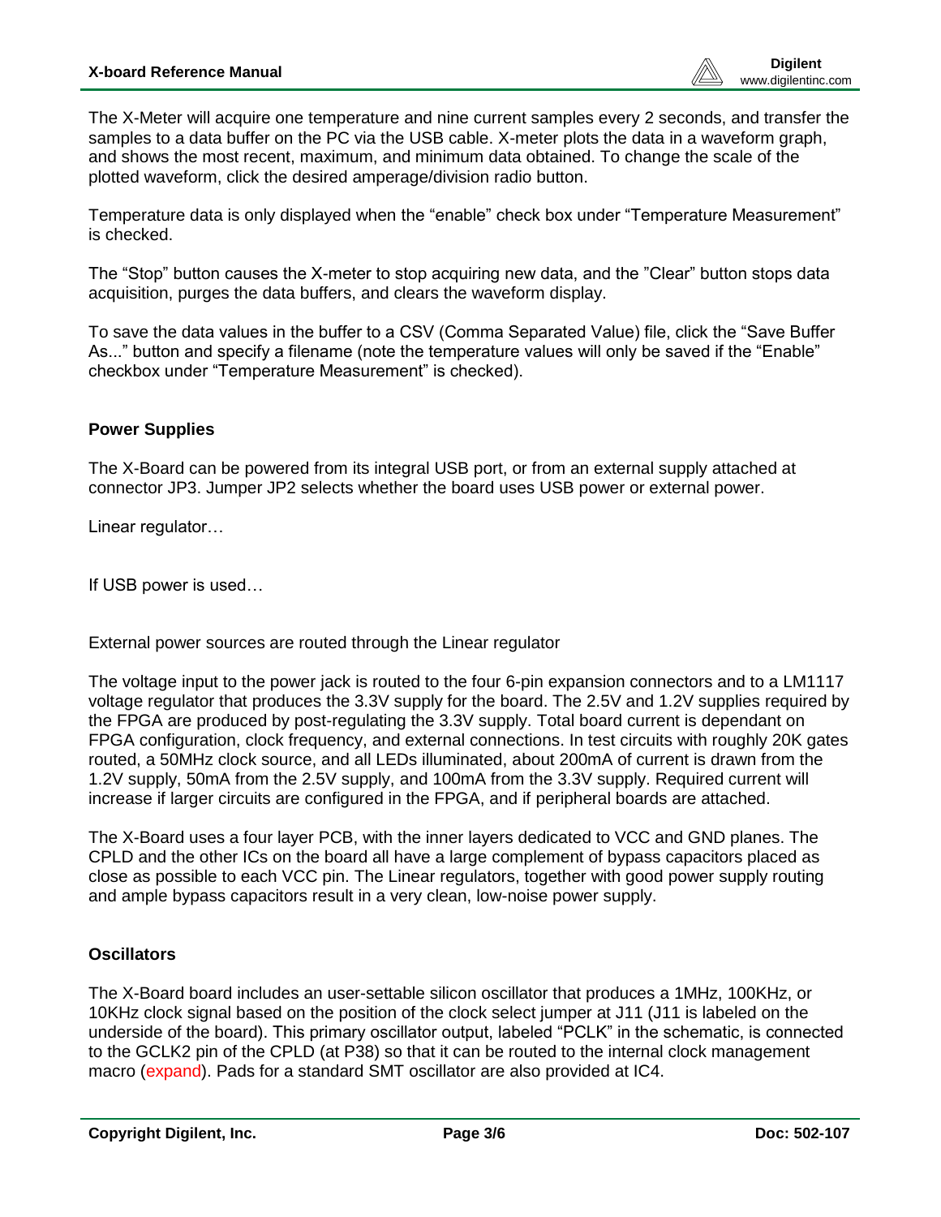The X-Meter will acquire one temperature and nine current samples every 2 seconds, and transfer the samples to a data buffer on the PC via the USB cable. X-meter plots the data in a waveform graph, and shows the most recent, maximum, and minimum data obtained. To change the scale of the plotted waveform, click the desired amperage/division radio button.

Temperature data is only displayed when the "enable" check box under "Temperature Measurement" is checked.

The "Stop" button causes the X-meter to stop acquiring new data, and the "Clear" button stops data acquisition, purges the data buffers, and clears the waveform display.

To save the data values in the buffer to a CSV (Comma Separated Value) file, click the "Save Buffer As..." button and specify a filename (note the temperature values will only be saved if the "Enable" checkbox under "Temperature Measurement" is checked).

## Power Supplies

The X-Board can be powered from its integral USB port, or from an external supply attached at connector JP3. Jumper JP2 selects whether the board uses USB power or external power.

Linear regulator…

If USB power is used…

External power sources are routed through the Linear regulator

The voltage input to the power jack is routed to the four 6-pin expansion connectors and to a LM1117 voltage regulator that produces the 3.3V supply for the board. The 2.5V and 1.2V supplies required by the FPGA are produced by post-regulating the 3.3V supply. Total board current is dependant on FPGA configuration, clock frequency, and external connections. In test circuits with roughly 20K gates routed, a 50MHz clock source, and all LEDs illuminated, about 200mA of current is drawn from the 1.2V supply, 50mA from the 2.5V supply, and 100mA from the 3.3V supply. Required current will increase if larger circuits are configured in the FPGA, and if peripheral boards are attached.

The X-Board uses a four layer PCB, with the inner layers dedicated to VCC and GND planes. The CPLD and the other ICs on the board all have a large complement of bypass capacitors placed as close as possible to each VCC pin. The Linear regulators, together with good power supply routing and ample bypass capacitors result in a very clean, low-noise power supply.

## Oscillators

The X-Board board includes an user-settable silicon oscillator that produces a 1MHz, 100KHz, or 10KHz clock signal based on the position of the clock select jumper at J11 (J11 is labeled on the underside of the board). This primary oscillator output, labeled "PCLK" in the schematic, is connected to the GCLK2 pin of the CPLD (at P38) so that it can be routed to the internal clock management macro (expand). Pads for a standard SMT oscillator are also provided at IC4.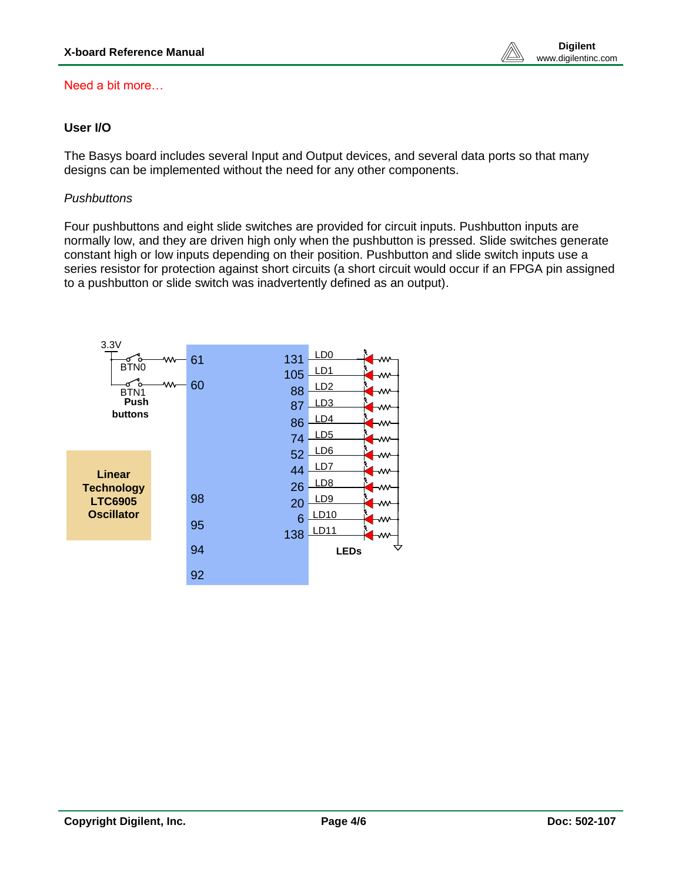Need a bit more…

## User I/O

The Basys board includes several Input and Output devices, and several data ports so that many designs can be implemented without the need for any other components.

*Pushbuttons*

Four pushbuttons and eight slide switches are provided for circuit inputs. Pushbutton inputs are normally low, and they are driven high only when the pushbutton is pressed. Slide switches generate constant high or low inputs depending on their position. Pushbutton and slide switch inputs use a series resistor for protection against short circuits (a short circuit would occur if an FPGA pin assigned to a pushbutton or slide switch was inadvertently defined as an output).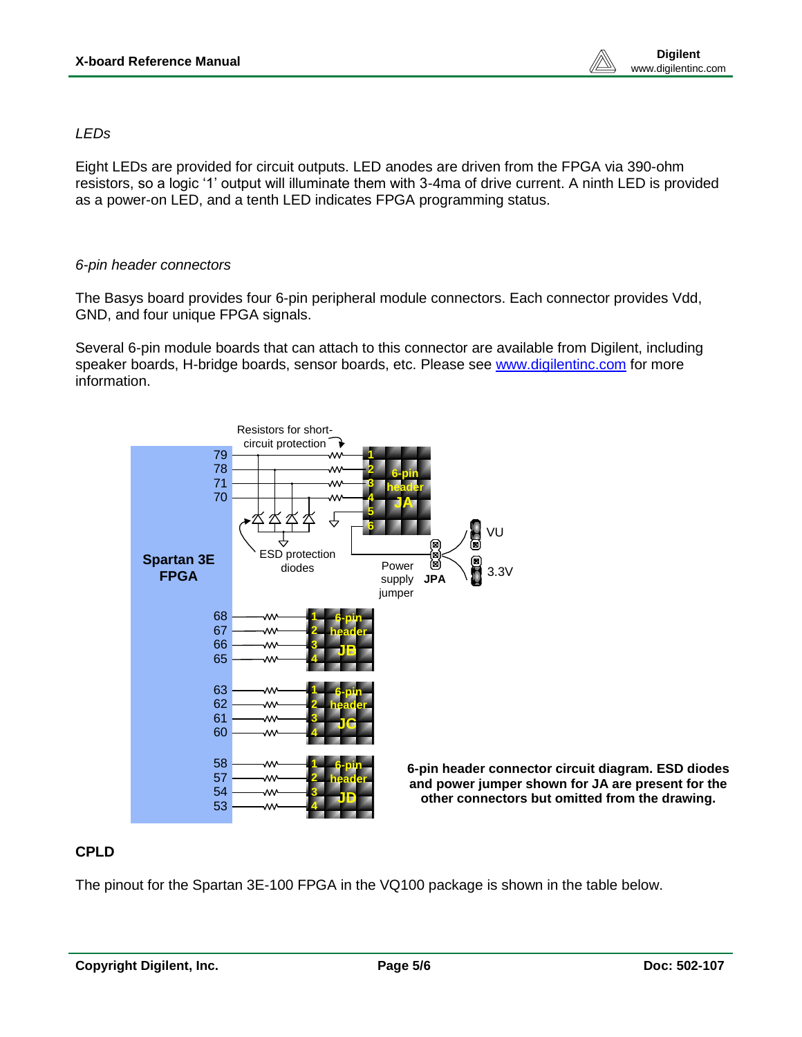*LEDs*

Eight LEDs are provided for circuit outputs. LED anodes are driven from the FPGA via 390-ohm resistors, so a logic '1' output will illuminate them with 3-4ma of drive current. A ninth LED is provided as a power-on LED, and a tenth LED indicates FPGA programming status.

*6-pin header connectors*

The Basys board provides four 6-pin peripheral module connectors. Each connector provides Vdd, GND, and four unique FPGA signals.

Several 6-pin module boards that can attach to this connector are available from Digilent, including speaker boards, H-bridge boards, sensor boards, etc. Please see [www.digilentinc.com](http://www.digilentinc.com) for more information.

**6-pin header connector circuit diagram. ESD diodes and power jumper shown for JA are present for the other connectors but omitted from the drawing.**

## CPLD

The pinout for the Spartan 3E-100 FPGA in the VQ100 package is shown in the table below.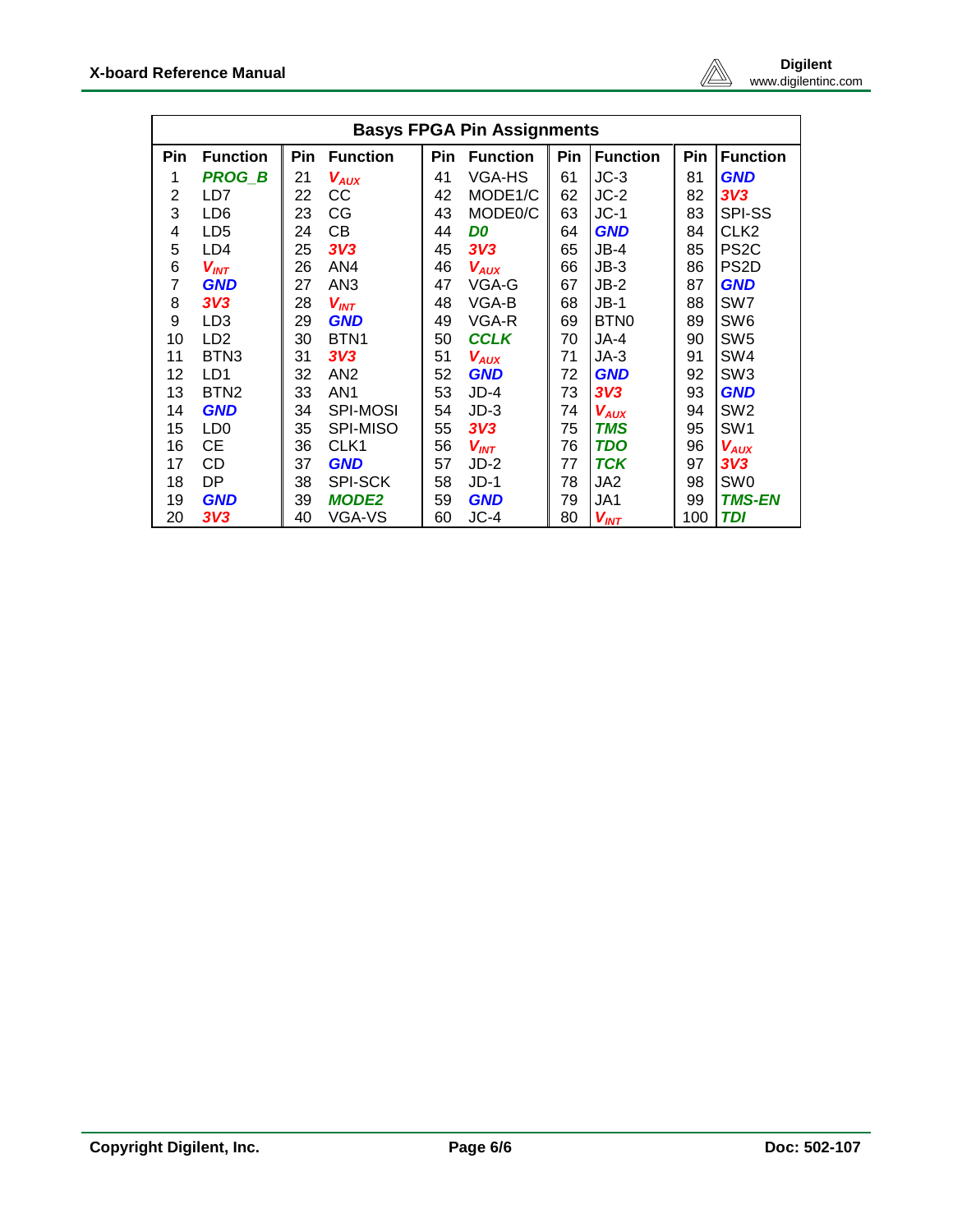| Basys FPGA Pin Assignments | | | | | | | | | |
|---|---|---|---|---|---|---|---|---|---|
| **Pin** | **Function** | **Pin** | **Function** | **Pin** | **Function** | **Pin** | **Function** | **Pin** | **Function** |
| 1 | ***PROG_B*** | 21 | $V_{AUX}$ | 41 | VGA-HS | 61 | JC-3 | 81 | ***GND*** |
| 2 | LD7 | 22 | CC | 42 | MODE1/C | 62 | JC-2 | 82 | ***3V3*** |
| 3 | LD6 | 23 | CG | 43 | MODE0/C | 63 | JC-1 | 83 | SPI-SS |
| 4 | LD5 | 24 | CB | 44 | ***D0*** | 64 | ***GND*** | 84 | CLK2 |
| 5 | LD4 | 25 | ***3V3*** | 45 | ***3V3*** | 65 | JB-4 | 85 | PS2C |
| 6 | $V_{INT}$ | 26 | AN4 | 46 | $V_{AUX}$ | 66 | JB-3 | 86 | PS2D |
| 7 | ***GND*** | 27 | AN3 | 47 | VGA-G | 67 | JB-2 | 87 | ***GND*** |
| 8 | ***3V3*** | 28 | $V_{INT}$ | 48 | VGA-B | 68 | JB-1 | 88 | SW7 |
| 9 | LD3 | 29 | ***GND*** | 49 | VGA-R | 69 | BTN0 | 89 | SW6 |
| 10 | LD2 | 30 | BTN1 | 50 | ***CCLK*** | 70 | JA-4 | 90 | SW5 |
| 11 | BTN3 | 31 | ***3V3*** | 51 | $V_{AUX}$ | 71 | JA-3 | 91 | SW4 |
| 12 | LD1 | 32 | AN2 | 52 | ***GND*** | 72 | ***GND*** | 92 | SW3 |
| 13 | BTN2 | 33 | AN1 | 53 | JD-4 | 73 | ***3V3*** | 93 | ***GND*** |
| 14 | ***GND*** | 34 | SPI-MOSI | 54 | JD-3 | 74 | $V_{AUX}$ | 94 | SW2 |
| 15 | LD0 | 35 | SPI-MISO | 55 | ***3V3*** | 75 | ***TMS*** | 95 | SW1 |
| 16 | CE | 36 | CLK1 | 56 | $V_{INT}$ | 76 | ***TDO*** | 96 | $V_{AUX}$ |
| 17 | CD | 37 | ***GND*** | 57 | JD-2 | 77 | ***TCK*** | 97 | ***3V3*** |
| 18 | DP | 38 | SPI-SCK | 58 | JD-1 | 78 | JA2 | 98 | SW0 |
| 19 | ***GND*** | 39 | ***MODE2*** | 59 | ***GND*** | 79 | JA1 | 99 | ***TMS-EN*** |
| 20 | ***3V3*** | 40 | VGA-VS | 60 | JC-4 | 80 | $V_{INT}$ | 100 | ***TDI*** |